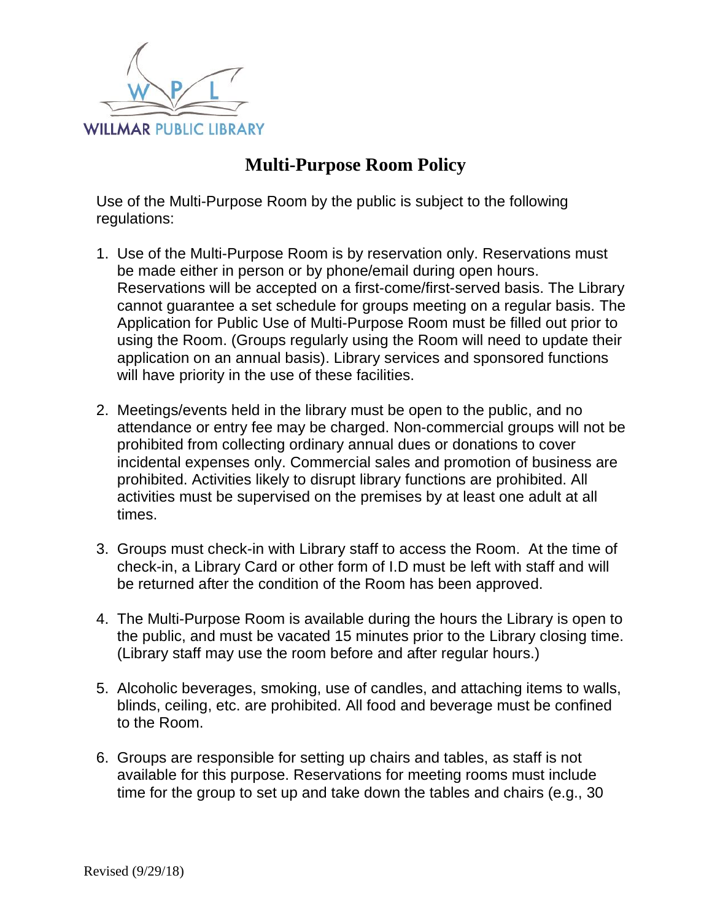WILLMAR PUBLIC LIBRARY

# Multi-Purpose Room Policy

Use of the Multi-Purpose Room by the public is subject to the following regulations:

1. Use of the Multi-Purpose Room is by reservation only. Reservations must be made either in person or by phone/email during open hours. Reservations will be accepted on a first-come/first-served basis. The Library cannot guarantee a set schedule for groups meeting on a regular basis. The Application for Public Use of Multi-Purpose Room must be filled out prior to using the Room. (Groups regularly using the Room will need to update their application on an annual basis). Library services and sponsored functions will have priority in the use of these facilities.

2. Meetings/events held in the library must be open to the public, and no attendance or entry fee may be charged. Non-commercial groups will not be prohibited from collecting ordinary annual dues or donations to cover incidental expenses only. Commercial sales and promotion of business are prohibited. Activities likely to disrupt library functions are prohibited. All activities must be supervised on the premises by at least one adult at all times.

3. Groups must check-in with Library staff to access the Room. At the time of check-in, a Library Card or other form of I.D must be left with staff and will be returned after the condition of the Room has been approved.

4. The Multi-Purpose Room is available during the hours the Library is open to the public, and must be vacated 15 minutes prior to the Library closing time. (Library staff may use the room before and after regular hours.)

5. Alcoholic beverages, smoking, use of candles, and attaching items to walls, blinds, ceiling, etc. are prohibited. All food and beverage must be confined to the Room.

6. Groups are responsible for setting up chairs and tables, as staff is not available for this purpose. Reservations for meeting rooms must include time for the group to set up and take down the tables and chairs (e.g., 30

Revised (9/29/18)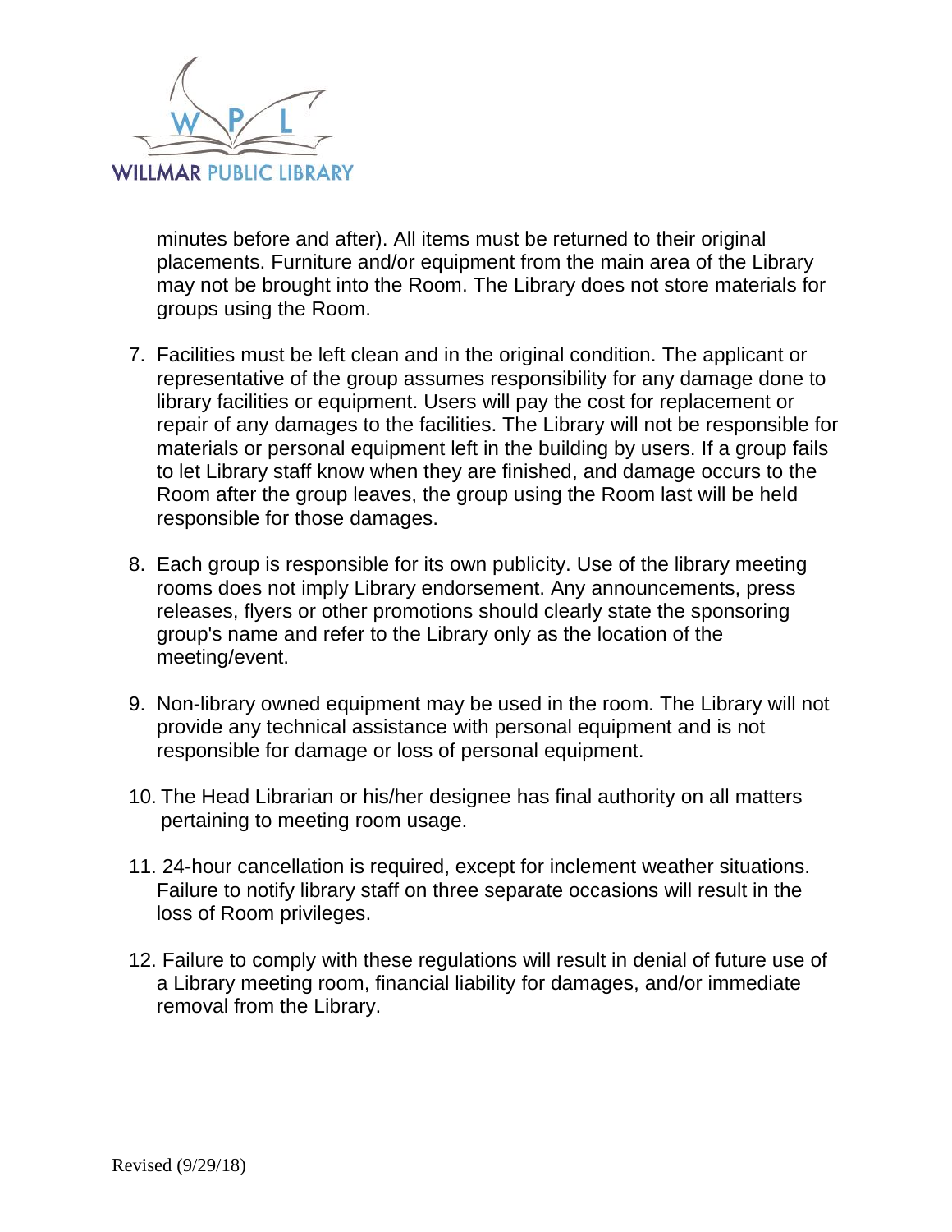minutes before and after). All items must be returned to their original placements. Furniture and/or equipment from the main area of the Library may not be brought into the Room. The Library does not store materials for groups using the Room.

7. Facilities must be left clean and in the original condition. The applicant or representative of the group assumes responsibility for any damage done to library facilities or equipment. Users will pay the cost for replacement or repair of any damages to the facilities. The Library will not be responsible for materials or personal equipment left in the building by users. If a group fails to let Library staff know when they are finished, and damage occurs to the Room after the group leaves, the group using the Room last will be held responsible for those damages.

8. Each group is responsible for its own publicity. Use of the library meeting rooms does not imply Library endorsement. Any announcements, press releases, flyers or other promotions should clearly state the sponsoring group's name and refer to the Library only as the location of the meeting/event.

9. Non-library owned equipment may be used in the room. The Library will not provide any technical assistance with personal equipment and is not responsible for damage or loss of personal equipment.

10. The Head Librarian or his/her designee has final authority on all matters pertaining to meeting room usage.

11. 24-hour cancellation is required, except for inclement weather situations. Failure to notify library staff on three separate occasions will result in the loss of Room privileges.

12. Failure to comply with these regulations will result in denial of future use of a Library meeting room, financial liability for damages, and/or immediate removal from the Library.

Revised (9/29/18)